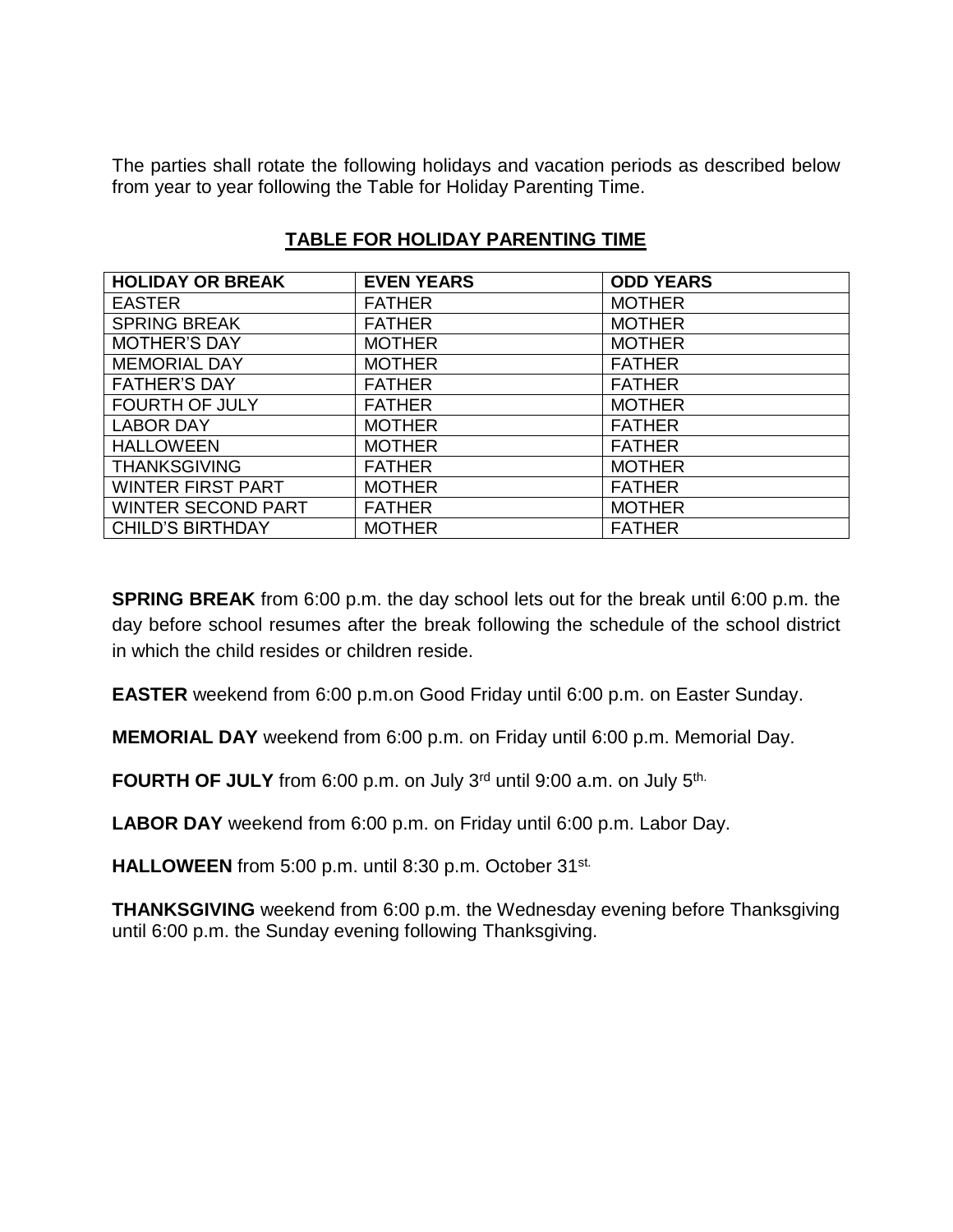The parties shall rotate the following holidays and vacation periods as described below from year to year following the Table for Holiday Parenting Time.

## **TABLE FOR HOLIDAY PARENTING TIME**

| HOLIDAY OR BREAK | EVEN YEARS | ODD YEARS |
|---|---|---|
| EASTER | FATHER | MOTHER |
| SPRING BREAK | FATHER | MOTHER |
| MOTHER'S DAY | MOTHER | MOTHER |
| MEMORIAL DAY | MOTHER | FATHER |
| FATHER'S DAY | FATHER | FATHER |
| FOURTH OF JULY | FATHER | MOTHER |
| LABOR DAY | MOTHER | FATHER |
| HALLOWEEN | MOTHER | FATHER |
| THANKSGIVING | FATHER | MOTHER |
| WINTER FIRST PART | MOTHER | FATHER |
| WINTER SECOND PART | FATHER | MOTHER |
| CHILD'S BIRTHDAY | MOTHER | FATHER |

**SPRING BREAK** from 6:00 p.m. the day school lets out for the break until 6:00 p.m. the day before school resumes after the break following the schedule of the school district in which the child resides or children reside.

**EASTER** weekend from 6:00 p.m.on Good Friday until 6:00 p.m. on Easter Sunday.

**MEMORIAL DAY** weekend from 6:00 p.m. on Friday until 6:00 p.m. Memorial Day.

**FOURTH OF JULY** from 6:00 p.m. on July 3rd until 9:00 a.m. on July 5th.

**LABOR DAY** weekend from 6:00 p.m. on Friday until 6:00 p.m. Labor Day.

**HALLOWEEN** from 5:00 p.m. until 8:30 p.m. October 31st.

**THANKSGIVING** weekend from 6:00 p.m. the Wednesday evening before Thanksgiving until 6:00 p.m. the Sunday evening following Thanksgiving.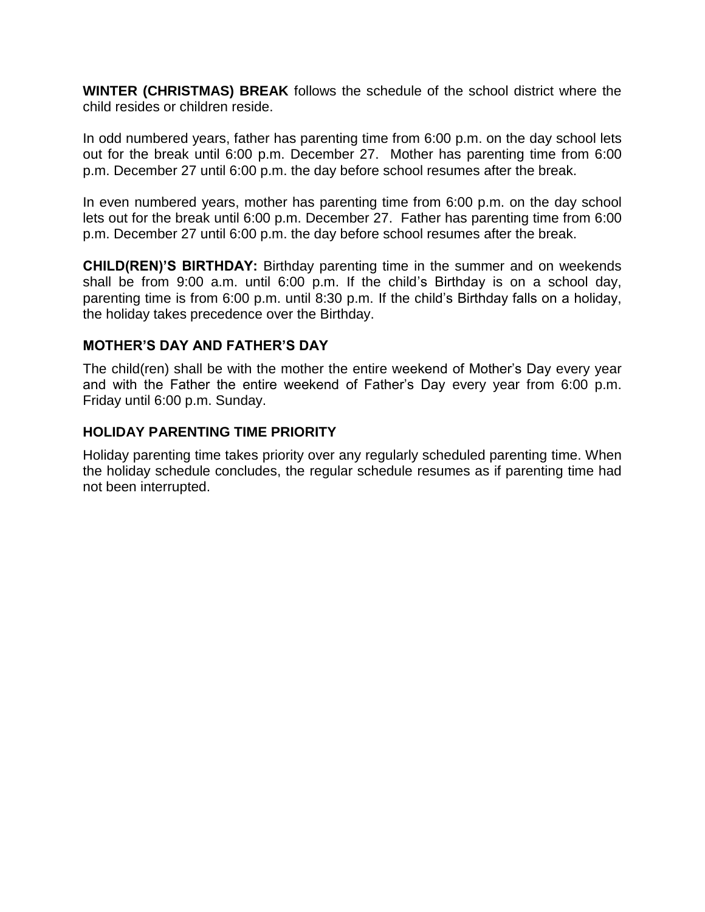**WINTER (CHRISTMAS) BREAK** follows the schedule of the school district where the child resides or children reside.

In odd numbered years, father has parenting time from 6:00 p.m. on the day school lets out for the break until 6:00 p.m. December 27. Mother has parenting time from 6:00 p.m. December 27 until 6:00 p.m. the day before school resumes after the break.

In even numbered years, mother has parenting time from 6:00 p.m. on the day school lets out for the break until 6:00 p.m. December 27. Father has parenting time from 6:00 p.m. December 27 until 6:00 p.m. the day before school resumes after the break.

**CHILD(REN)'S BIRTHDAY:** Birthday parenting time in the summer and on weekends shall be from 9:00 a.m. until 6:00 p.m. If the child's Birthday is on a school day, parenting time is from 6:00 p.m. until 8:30 p.m. If the child's Birthday falls on a holiday, the holiday takes precedence over the Birthday.

### MOTHER'S DAY AND FATHER'S DAY

The child(ren) shall be with the mother the entire weekend of Mother's Day every year and with the Father the entire weekend of Father's Day every year from 6:00 p.m. Friday until 6:00 p.m. Sunday.

### HOLIDAY PARENTING TIME PRIORITY

Holiday parenting time takes priority over any regularly scheduled parenting time. When the holiday schedule concludes, the regular schedule resumes as if parenting time had not been interrupted.